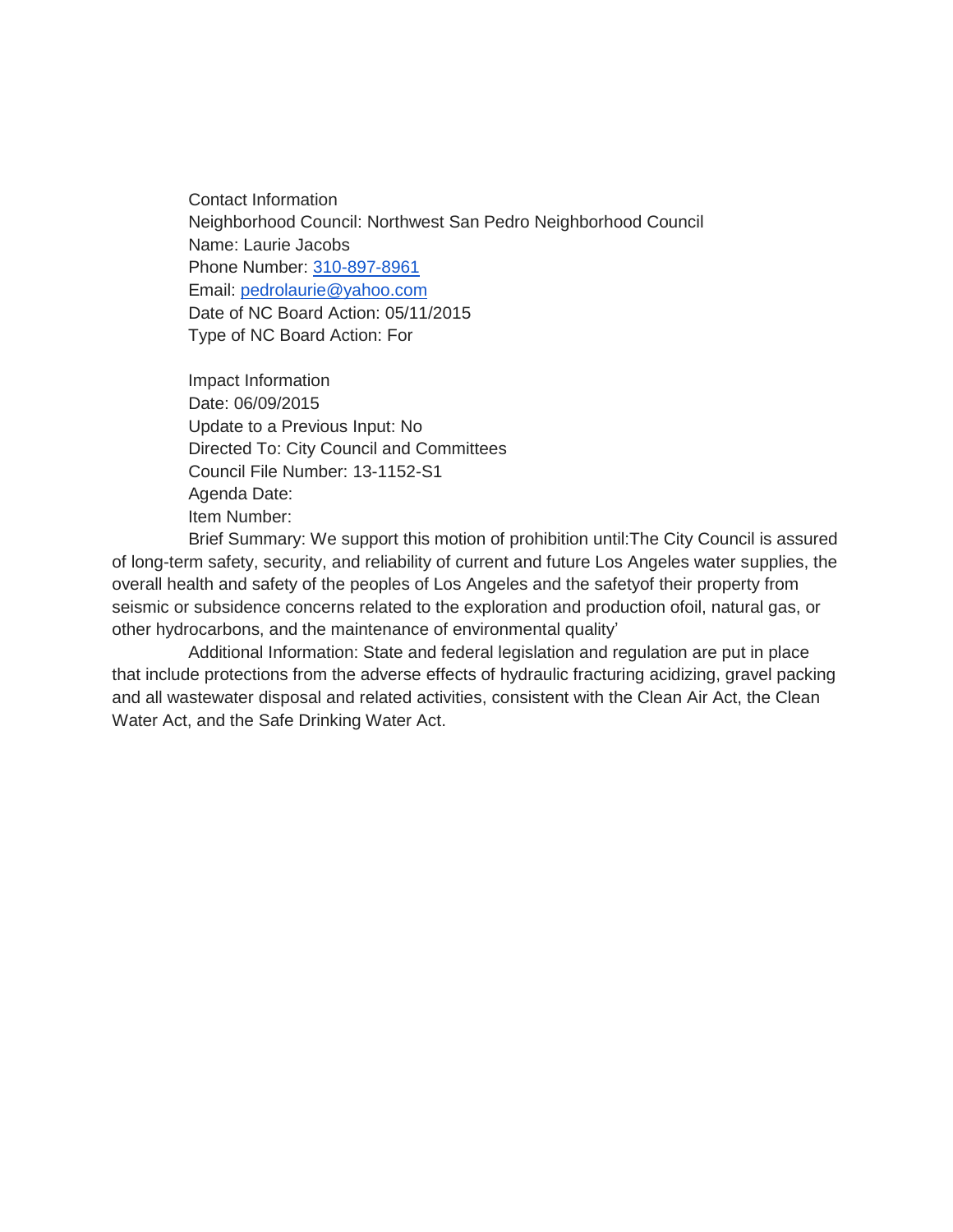Contact Information
Neighborhood Council: Northwest San Pedro Neighborhood Council
Name: Laurie Jacobs
Phone Number: 310-897-8961
Email: pedrolaurie@yahoo.com
Date of NC Board Action: 05/11/2015
Type of NC Board Action: For

Impact Information
Date: 06/09/2015
Update to a Previous Input: No
Directed To: City Council and Committees
Council File Number: 13-1152-S1
Agenda Date:
Item Number:
Brief Summary: We support this motion of prohibition until:The City Council is assured of long-term safety, security, and reliability of current and future Los Angeles water supplies, the overall health and safety of the peoples of Los Angeles and the safetyof their property from seismic or subsidence concerns related to the exploration and production ofoil, natural gas, or other hydrocarbons, and the maintenance of environmental quality'
Additional Information: State and federal legislation and regulation are put in place that include protections from the adverse effects of hydraulic fracturing acidizing, gravel packing and all wastewater disposal and related activities, consistent with the Clean Air Act, the Clean Water Act, and the Safe Drinking Water Act.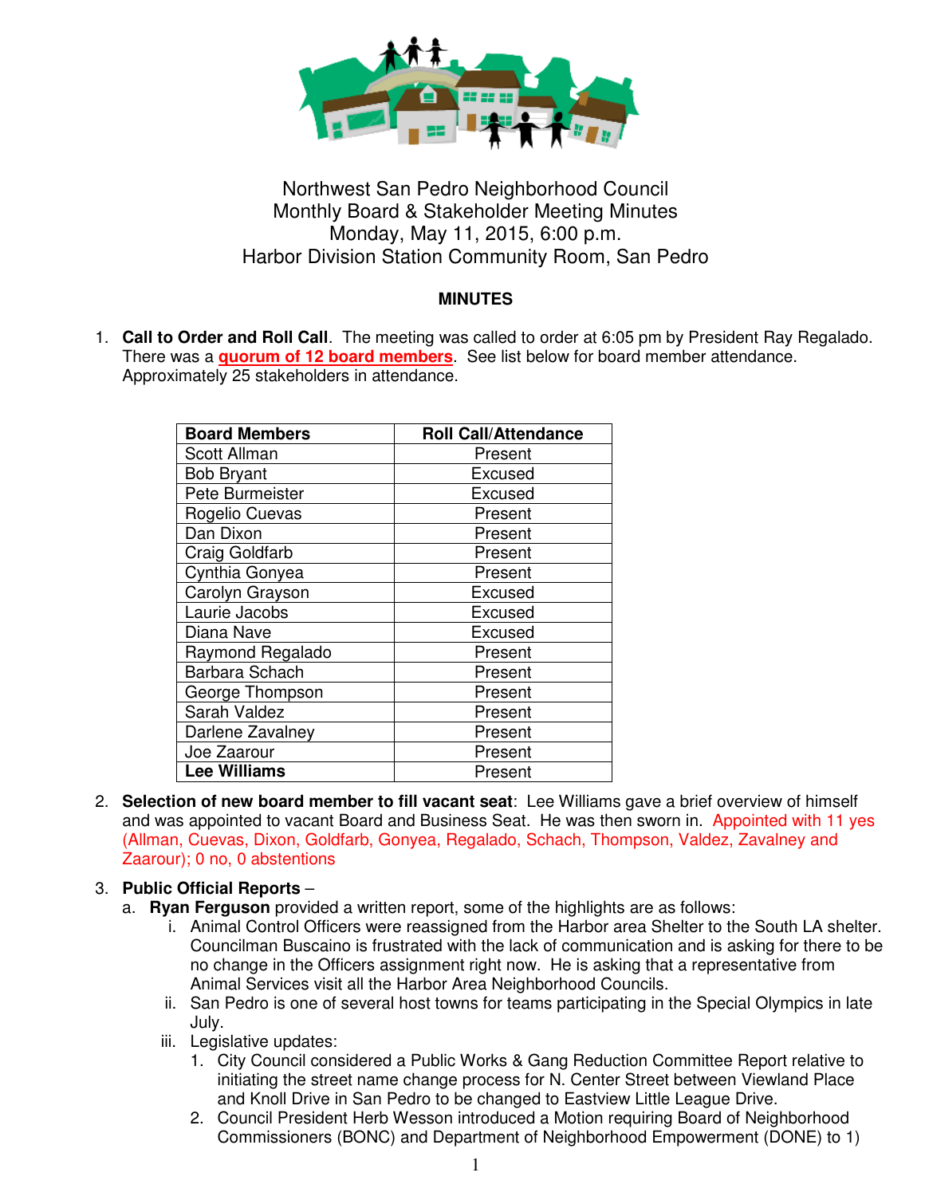Northwest San Pedro Neighborhood Council
Monthly Board & Stakeholder Meeting Minutes
Monday, May 11, 2015, 6:00 p.m.
Harbor Division Station Community Room, San Pedro

**MINUTES**

1. **Call to Order and Roll Call**. The meeting was called to order at 6:05 pm by President Ray Regalado. There was a **quorum of 12 board members**. See list below for board member attendance. Approximately 25 stakeholders in attendance.

| Board Members | Roll Call/Attendance |
|---|---|
| Scott Allman | Present |
| Bob Bryant | Excused |
| Pete Burmeister | Excused |
| Rogelio Cuevas | Present |
| Dan Dixon | Present |
| Craig Goldfarb | Present |
| Cynthia Gonyea | Present |
| Carolyn Grayson | Excused |
| Laurie Jacobs | Excused |
| Diana Nave | Excused |
| Raymond Regalado | Present |
| Barbara Schach | Present |
| George Thompson | Present |
| Sarah Valdez | Present |
| Darlene Zavalney | Present |
| Joe Zaarour | Present |
| **Lee Williams** | Present |

2. **Selection of new board member to fill vacant seat**: Lee Williams gave a brief overview of himself and was appointed to vacant Board and Business Seat. He was then sworn in. Appointed with 11 yes (Allman, Cuevas, Dixon, Goldfarb, Gonyea, Regalado, Schach, Thompson, Valdez, Zavalney and Zaarour); 0 no, 0 abstentions

3. **Public Official Reports** –
   a. **Ryan Ferguson** provided a written report, some of the highlights are as follows:
      i. Animal Control Officers were reassigned from the Harbor area Shelter to the South LA shelter. Councilman Buscaino is frustrated with the lack of communication and is asking for there to be no change in the Officers assignment right now. He is asking that a representative from Animal Services visit all the Harbor Area Neighborhood Councils.
      ii. San Pedro is one of several host towns for teams participating in the Special Olympics in late July.
      iii. Legislative updates:
         1. City Council considered a Public Works & Gang Reduction Committee Report relative to initiating the street name change process for N. Center Street between Viewland Place and Knoll Drive in San Pedro to be changed to Eastview Little League Drive.
         2. Council President Herb Wesson introduced a Motion requiring Board of Neighborhood Commissioners (BONC) and Department of Neighborhood Empowerment (DONE) to 1)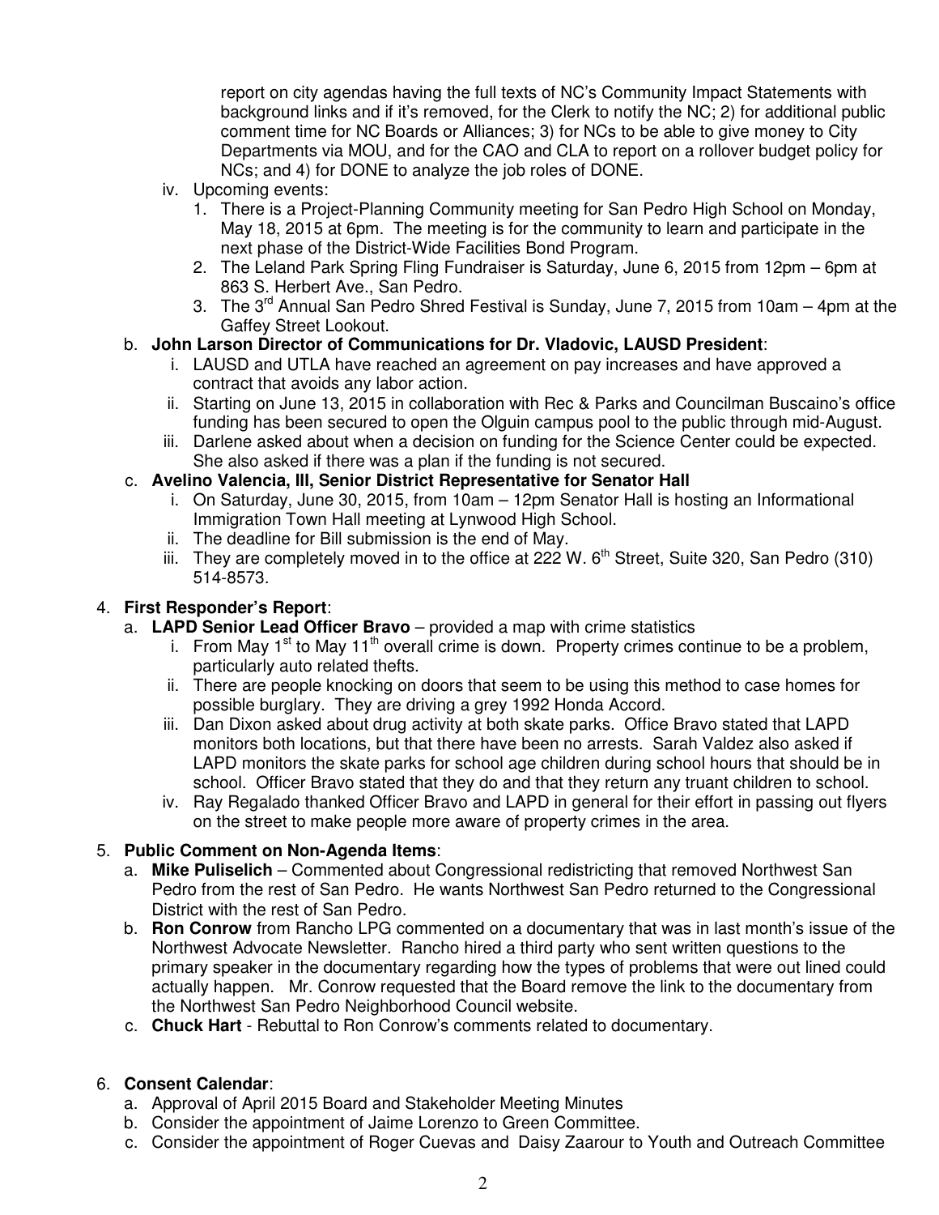report on city agendas having the full texts of NC's Community Impact Statements with background links and if it's removed, for the Clerk to notify the NC; 2) for additional public comment time for NC Boards or Alliances; 3) for NCs to be able to give money to City Departments via MOU, and for the CAO and CLA to report on a rollover budget policy for NCs; and 4) for DONE to analyze the job roles of DONE.

   iv. Upcoming events:
      1. There is a Project-Planning Community meeting for San Pedro High School on Monday, May 18, 2015 at 6pm. The meeting is for the community to learn and participate in the next phase of the District-Wide Facilities Bond Program.
      2. The Leland Park Spring Fling Fundraiser is Saturday, June 6, 2015 from 12pm – 6pm at 863 S. Herbert Ave., San Pedro.
      3. The 3rd Annual San Pedro Shred Festival is Sunday, June 7, 2015 from 10am – 4pm at the Gaffey Street Lookout.

b. **John Larson Director of Communications for Dr. Vladovic, LAUSD President**:
   i. LAUSD and UTLA have reached an agreement on pay increases and have approved a contract that avoids any labor action.
   ii. Starting on June 13, 2015 in collaboration with Rec & Parks and Councilman Buscaino's office funding has been secured to open the Olguin campus pool to the public through mid-August.
   iii. Darlene asked about when a decision on funding for the Science Center could be expected. She also asked if there was a plan if the funding is not secured.

c. **Avelino Valencia, III, Senior District Representative for Senator Hall**
   i. On Saturday, June 30, 2015, from 10am – 12pm Senator Hall is hosting an Informational Immigration Town Hall meeting at Lynwood High School.
   ii. The deadline for Bill submission is the end of May.
   iii. They are completely moved in to the office at 222 W. 6th Street, Suite 320, San Pedro (310) 514-8573.

4. **First Responder's Report**:
   a. **LAPD Senior Lead Officer Bravo** – provided a map with crime statistics
      i. From May 1st to May 11th overall crime is down. Property crimes continue to be a problem, particularly auto related thefts.
      ii. There are people knocking on doors that seem to be using this method to case homes for possible burglary. They are driving a grey 1992 Honda Accord.
      iii. Dan Dixon asked about drug activity at both skate parks. Office Bravo stated that LAPD monitors both locations, but that there have been no arrests. Sarah Valdez also asked if LAPD monitors the skate parks for school age children during school hours that should be in school. Officer Bravo stated that they do and that they return any truant children to school.
      iv. Ray Regalado thanked Officer Bravo and LAPD in general for their effort in passing out flyers on the street to make people more aware of property crimes in the area.

5. **Public Comment on Non-Agenda Items**:
   a. **Mike Puliselich** – Commented about Congressional redistricting that removed Northwest San Pedro from the rest of San Pedro. He wants Northwest San Pedro returned to the Congressional District with the rest of San Pedro.
   b. **Ron Conrow** from Rancho LPG commented on a documentary that was in last month's issue of the Northwest Advocate Newsletter. Rancho hired a third party who sent written questions to the primary speaker in the documentary regarding how the types of problems that were out lined could actually happen. Mr. Conrow requested that the Board remove the link to the documentary from the Northwest San Pedro Neighborhood Council website.
   c. **Chuck Hart** - Rebuttal to Ron Conrow's comments related to documentary.

6. **Consent Calendar**:
   a. Approval of April 2015 Board and Stakeholder Meeting Minutes
   b. Consider the appointment of Jaime Lorenzo to Green Committee.
   c. Consider the appointment of Roger Cuevas and Daisy Zaarour to Youth and Outreach Committee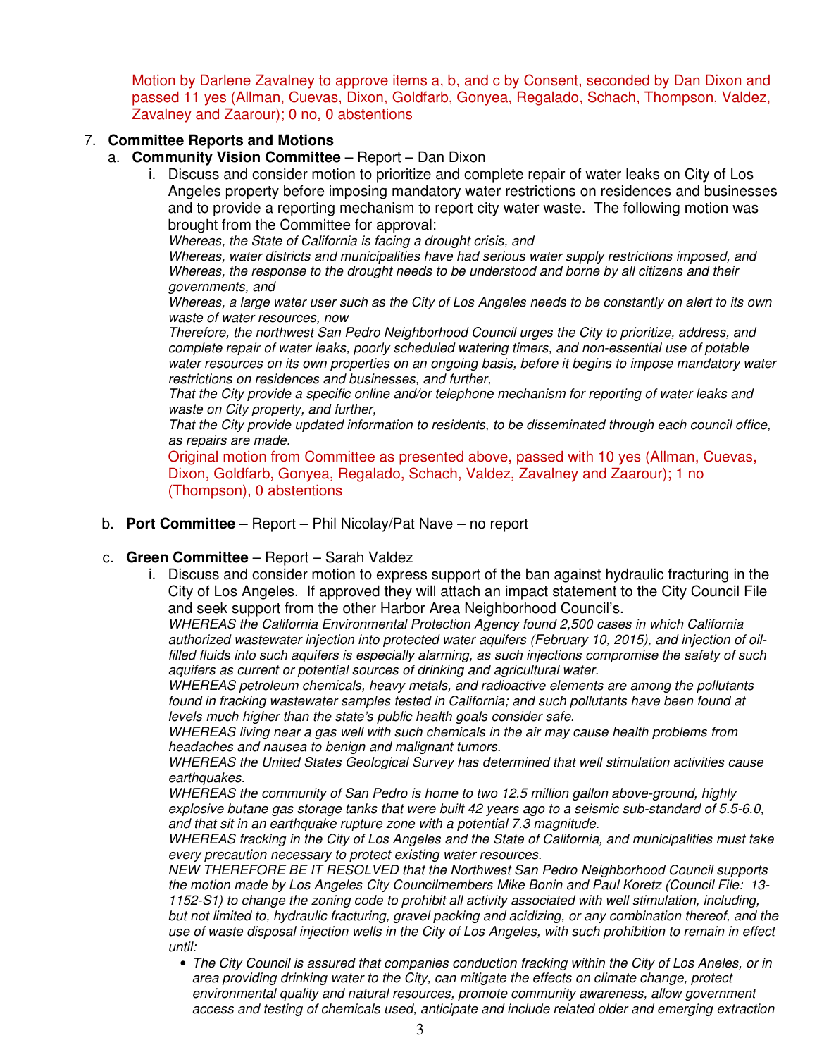Motion by Darlene Zavalney to approve items a, b, and c by Consent, seconded by Dan Dixon and passed 11 yes (Allman, Cuevas, Dixon, Goldfarb, Gonyea, Regalado, Schach, Thompson, Valdez, Zavalney and Zaarour); 0 no, 0 abstentions

7. **Committee Reports and Motions**
   a. **Community Vision Committee** – Report – Dan Dixon
      i. Discuss and consider motion to prioritize and complete repair of water leaks on City of Los Angeles property before imposing mandatory water restrictions on residences and businesses and to provide a reporting mechanism to report city water waste. The following motion was brought from the Committee for approval:
      *Whereas, the State of California is facing a drought crisis, and*
      *Whereas, water districts and municipalities have had serious water supply restrictions imposed, and*
      *Whereas, the response to the drought needs to be understood and borne by all citizens and their governments, and*
      *Whereas, a large water user such as the City of Los Angeles needs to be constantly on alert to its own waste of water resources, now*
      *Therefore, the northwest San Pedro Neighborhood Council urges the City to prioritize, address, and complete repair of water leaks, poorly scheduled watering timers, and non-essential use of potable water resources on its own properties on an ongoing basis, before it begins to impose mandatory water restrictions on residences and businesses, and further,*
      *That the City provide a specific online and/or telephone mechanism for reporting of water leaks and waste on City property, and further,*
      *That the City provide updated information to residents, to be disseminated through each council office, as repairs are made.*
      Original motion from Committee as presented above, passed with 10 yes (Allman, Cuevas, Dixon, Goldfarb, Gonyea, Regalado, Schach, Valdez, Zavalney and Zaarour); 1 no (Thompson), 0 abstentions

   b. **Port Committee** – Report – Phil Nicolay/Pat Nave – no report

   c. **Green Committee** – Report – Sarah Valdez
      i. Discuss and consider motion to express support of the ban against hydraulic fracturing in the City of Los Angeles. If approved they will attach an impact statement to the City Council File and seek support from the other Harbor Area Neighborhood Council's.
      *WHEREAS the California Environmental Protection Agency found 2,500 cases in which California authorized wastewater injection into protected water aquifers (February 10, 2015), and injection of oil-filled fluids into such aquifers is especially alarming, as such injections compromise the safety of such aquifers as current or potential sources of drinking and agricultural water.*
      *WHEREAS petroleum chemicals, heavy metals, and radioactive elements are among the pollutants found in fracking wastewater samples tested in California; and such pollutants have been found at levels much higher than the state's public health goals consider safe.*
      *WHEREAS living near a gas well with such chemicals in the air may cause health problems from headaches and nausea to benign and malignant tumors.*
      *WHEREAS the United States Geological Survey has determined that well stimulation activities cause earthquakes.*
      *WHEREAS the community of San Pedro is home to two 12.5 million gallon above-ground, highly explosive butane gas storage tanks that were built 42 years ago to a seismic sub-standard of 5.5-6.0, and that sit in an earthquake rupture zone with a potential 7.3 magnitude.*
      *WHEREAS fracking in the City of Los Angeles and the State of California, and municipalities must take every precaution necessary to protect existing water resources.*
      *NEW THEREFORE BE IT RESOLVED that the Northwest San Pedro Neighborhood Council supports the motion made by Los Angeles City Councilmembers Mike Bonin and Paul Koretz (Council File: 13-1152-S1) to change the zoning code to prohibit all activity associated with well stimulation, including, but not limited to, hydraulic fracturing, gravel packing and acidizing, or any combination thereof, and the use of waste disposal injection wells in the City of Los Angeles, with such prohibition to remain in effect until:*
      - *The City Council is assured that companies conduction fracking within the City of Los Aneles, or in area providing drinking water to the City, can mitigate the effects on climate change, protect environmental quality and natural resources, promote community awareness, allow government access and testing of chemicals used, anticipate and include related older and emerging extraction*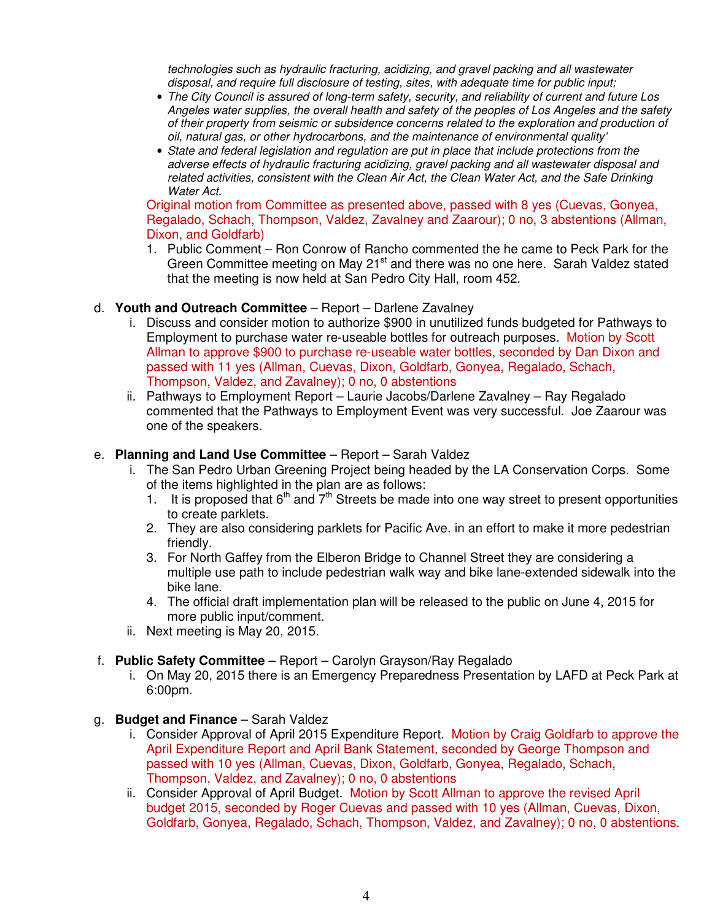*technologies such as hydraulic fracturing, acidizing, and gravel packing and all wastewater disposal, and require full disclosure of testing, sites, with adequate time for public input;*

- *The City Council is assured of long-term safety, security, and reliability of current and future Los Angeles water supplies, the overall health and safety of the peoples of Los Angeles and the safety of their property from seismic or subsidence concerns related to the exploration and production of oil, natural gas, or other hydrocarbons, and the maintenance of environmental quality'*
- *State and federal legislation and regulation are put in place that include protections from the adverse effects of hydraulic fracturing acidizing, gravel packing and all wastewater disposal and related activities, consistent with the Clean Air Act, the Clean Water Act, and the Safe Drinking Water Act.*

Original motion from Committee as presented above, passed with 8 yes (Cuevas, Gonyea, Regalado, Schach, Thompson, Valdez, Zavalney and Zaarour); 0 no, 3 abstentions (Allman, Dixon, and Goldfarb)

1. Public Comment – Ron Conrow of Rancho commented the he came to Peck Park for the Green Committee meeting on May 21st and there was no one here. Sarah Valdez stated that the meeting is now held at San Pedro City Hall, room 452.

d. **Youth and Outreach Committee** – Report – Darlene Zavalney

i. Discuss and consider motion to authorize $900 in unutilized funds budgeted for Pathways to Employment to purchase water re-useable bottles for outreach purposes. Motion by Scott Allman to approve $900 to purchase re-useable water bottles, seconded by Dan Dixon and passed with 11 yes (Allman, Cuevas, Dixon, Goldfarb, Gonyea, Regalado, Schach, Thompson, Valdez, and Zavalney); 0 no, 0 abstentions

ii. Pathways to Employment Report – Laurie Jacobs/Darlene Zavalney – Ray Regalado commented that the Pathways to Employment Event was very successful. Joe Zaarour was one of the speakers.

e. **Planning and Land Use Committee** – Report – Sarah Valdez

i. The San Pedro Urban Greening Project being headed by the LA Conservation Corps. Some of the items highlighted in the plan are as follows:

1. It is proposed that 6th and 7th Streets be made into one way street to present opportunities to create parklets.
2. They are also considering parklets for Pacific Ave. in an effort to make it more pedestrian friendly.
3. For North Gaffey from the Elberon Bridge to Channel Street they are considering a multiple use path to include pedestrian walk way and bike lane-extended sidewalk into the bike lane.
4. The official draft implementation plan will be released to the public on June 4, 2015 for more public input/comment.

ii. Next meeting is May 20, 2015.

f. **Public Safety Committee** – Report – Carolyn Grayson/Ray Regalado

i. On May 20, 2015 there is an Emergency Preparedness Presentation by LAFD at Peck Park at 6:00pm.

g. **Budget and Finance** – Sarah Valdez

i. Consider Approval of April 2015 Expenditure Report. Motion by Craig Goldfarb to approve the April Expenditure Report and April Bank Statement, seconded by George Thompson and passed with 10 yes (Allman, Cuevas, Dixon, Goldfarb, Gonyea, Regalado, Schach, Thompson, Valdez, and Zavalney); 0 no, 0 abstentions

ii. Consider Approval of April Budget. Motion by Scott Allman to approve the revised April budget 2015, seconded by Roger Cuevas and passed with 10 yes (Allman, Cuevas, Dixon, Goldfarb, Gonyea, Regalado, Schach, Thompson, Valdez, and Zavalney); 0 no, 0 abstentions.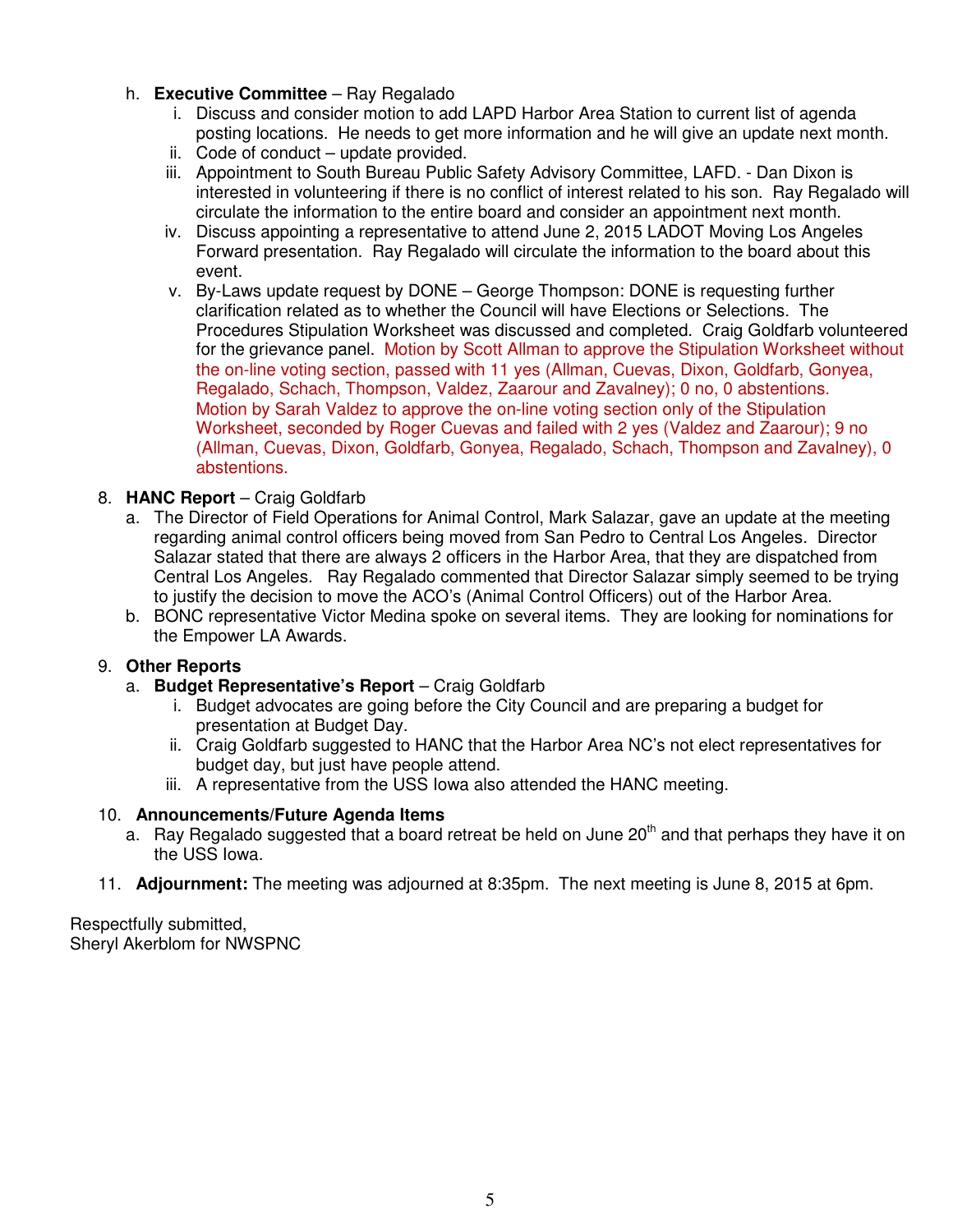h. **Executive Committee** – Ray Regalado
   i. Discuss and consider motion to add LAPD Harbor Area Station to current list of agenda posting locations. He needs to get more information and he will give an update next month.
   ii. Code of conduct – update provided.
   iii. Appointment to South Bureau Public Safety Advisory Committee, LAFD. - Dan Dixon is interested in volunteering if there is no conflict of interest related to his son. Ray Regalado will circulate the information to the entire board and consider an appointment next month.
   iv. Discuss appointing a representative to attend June 2, 2015 LADOT Moving Los Angeles Forward presentation. Ray Regalado will circulate the information to the board about this event.
   v. By-Laws update request by DONE – George Thompson: DONE is requesting further clarification related as to whether the Council will have Elections or Selections. The Procedures Stipulation Worksheet was discussed and completed. Craig Goldfarb volunteered for the grievance panel. Motion by Scott Allman to approve the Stipulation Worksheet without the on-line voting section, passed with 11 yes (Allman, Cuevas, Dixon, Goldfarb, Gonyea, Regalado, Schach, Thompson, Valdez, Zaarour and Zavalney); 0 no, 0 abstentions. Motion by Sarah Valdez to approve the on-line voting section only of the Stipulation Worksheet, seconded by Roger Cuevas and failed with 2 yes (Valdez and Zaarour); 9 no (Allman, Cuevas, Dixon, Goldfarb, Gonyea, Regalado, Schach, Thompson and Zavalney), 0 abstentions.

8. **HANC Report** – Craig Goldfarb
   a. The Director of Field Operations for Animal Control, Mark Salazar, gave an update at the meeting regarding animal control officers being moved from San Pedro to Central Los Angeles. Director Salazar stated that there are always 2 officers in the Harbor Area, that they are dispatched from Central Los Angeles. Ray Regalado commented that Director Salazar simply seemed to be trying to justify the decision to move the ACO's (Animal Control Officers) out of the Harbor Area.
   b. BONC representative Victor Medina spoke on several items. They are looking for nominations for the Empower LA Awards.

9. **Other Reports**
   a. **Budget Representative's Report** – Craig Goldfarb
      i. Budget advocates are going before the City Council and are preparing a budget for presentation at Budget Day.
      ii. Craig Goldfarb suggested to HANC that the Harbor Area NC's not elect representatives for budget day, but just have people attend.
      iii. A representative from the USS Iowa also attended the HANC meeting.

10. **Announcements/Future Agenda Items**
    a. Ray Regalado suggested that a board retreat be held on June 20th and that perhaps they have it on the USS Iowa.

11. **Adjournment:** The meeting was adjourned at 8:35pm. The next meeting is June 8, 2015 at 6pm.

Respectfully submitted,
Sheryl Akerblom for NWSPNC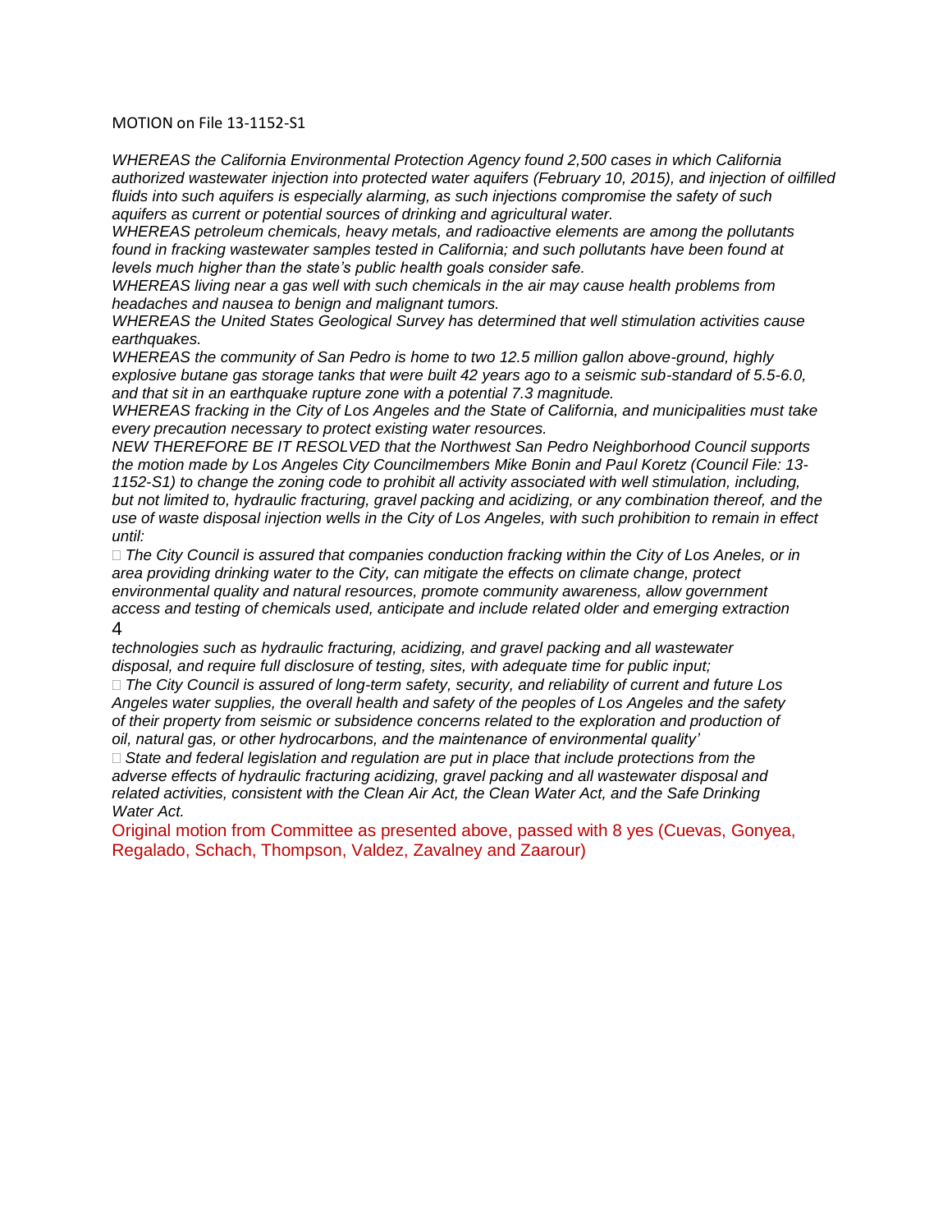MOTION on File 13-1152-S1

*WHEREAS the California Environmental Protection Agency found 2,500 cases in which California authorized wastewater injection into protected water aquifers (February 10, 2015), and injection of oilfilled fluids into such aquifers is especially alarming, as such injections compromise the safety of such aquifers as current or potential sources of drinking and agricultural water.*

*WHEREAS petroleum chemicals, heavy metals, and radioactive elements are among the pollutants found in fracking wastewater samples tested in California; and such pollutants have been found at levels much higher than the state's public health goals consider safe.*

*WHEREAS living near a gas well with such chemicals in the air may cause health problems from headaches and nausea to benign and malignant tumors.*

*WHEREAS the United States Geological Survey has determined that well stimulation activities cause earthquakes.*

*WHEREAS the community of San Pedro is home to two 12.5 million gallon above-ground, highly explosive butane gas storage tanks that were built 42 years ago to a seismic sub-standard of 5.5-6.0, and that sit in an earthquake rupture zone with a potential 7.3 magnitude.*

*WHEREAS fracking in the City of Los Angeles and the State of California, and municipalities must take every precaution necessary to protect existing water resources.*

*NEW THEREFORE BE IT RESOLVED that the Northwest San Pedro Neighborhood Council supports the motion made by Los Angeles City Councilmembers Mike Bonin and Paul Koretz (Council File: 13-1152-S1) to change the zoning code to prohibit all activity associated with well stimulation, including, but not limited to, hydraulic fracturing, gravel packing and acidizing, or any combination thereof, and the use of waste disposal injection wells in the City of Los Angeles, with such prohibition to remain in effect until:*

- *The City Council is assured that companies conduction fracking within the City of Los Aneles, or in area providing drinking water to the City, can mitigate the effects on climate change, protect environmental quality and natural resources, promote community awareness, allow government access and testing of chemicals used, anticipate and include related older and emerging extraction technologies such as hydraulic fracturing, acidizing, and gravel packing and all wastewater disposal, and require full disclosure of testing, sites, with adequate time for public input;*
- *The City Council is assured of long-term safety, security, and reliability of current and future Los Angeles water supplies, the overall health and safety of the peoples of Los Angeles and the safety of their property from seismic or subsidence concerns related to the exploration and production of oil, natural gas, or other hydrocarbons, and the maintenance of environmental quality'*
- *State and federal legislation and regulation are put in place that include protections from the adverse effects of hydraulic fracturing acidizing, gravel packing and all wastewater disposal and related activities, consistent with the Clean Air Act, the Clean Water Act, and the Safe Drinking Water Act.*

Original motion from Committee as presented above, passed with 8 yes (Cuevas, Gonyea, Regalado, Schach, Thompson, Valdez, Zavalney and Zaarour)